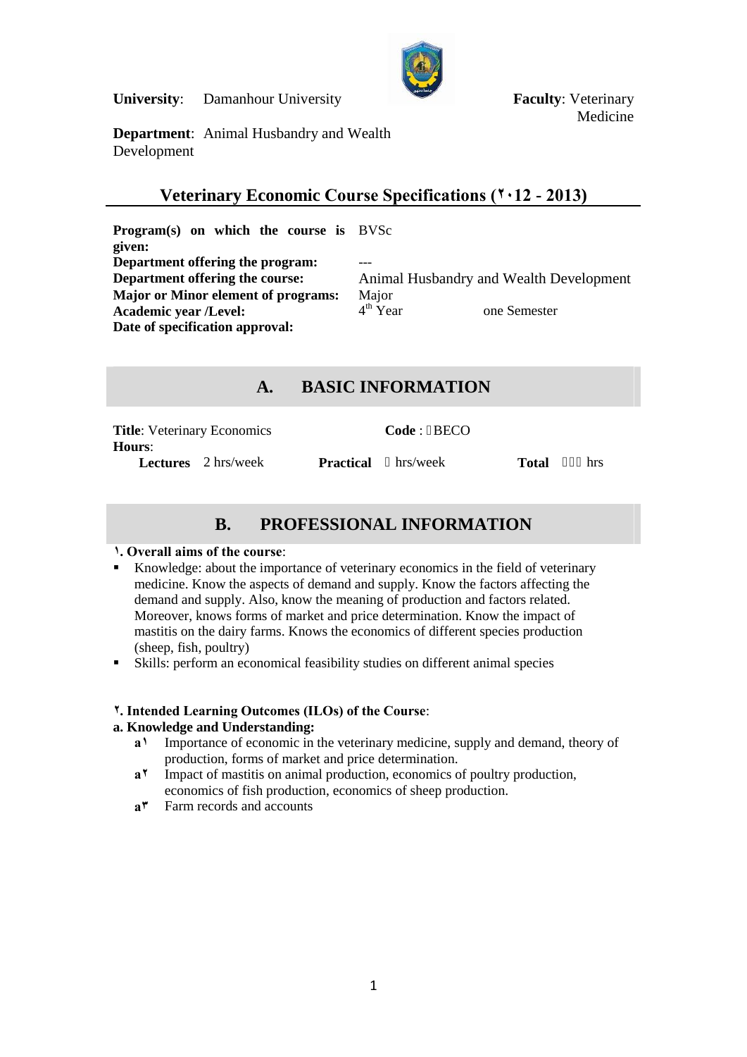**University**: Damanhour University **Faculty**: Veterinary Medicine

**Department**: Animal Husbandry and Wealth Development

## Veterinary Economic Course Specifications (٢٠12 - 2013)

| | |
|---|---|
| **Program(s) on which the course is given:** | BVSc |
| **Department offering the program:** | --- |
| **Department offering the course:** | Animal Husbandry and Wealth Development |
| **Major or Minor element of programs:** | Major |
| **Academic year /Level:** | $4^{th}$ Year one Semester |
| **Date of specification approval:** | |

## A. BASIC INFORMATION

**Title**: Veterinary Economics **Code** : BECO

**Hours**:

**Lectures** 2 hrs/week **Practical** hrs/week **Total** hrs

## B. PROFESSIONAL INFORMATION

**١. Overall aims of the course**:

- Knowledge: about the importance of veterinary economics in the field of veterinary medicine. Know the aspects of demand and supply. Know the factors affecting the demand and supply. Also, know the meaning of production and factors related. Moreover, knows forms of market and price determination. Know the impact of mastitis on the dairy farms. Knows the economics of different species production (sheep, fish, poultry)
- Skills: perform an economical feasibility studies on different animal species

**٢. Intended Learning Outcomes (ILOs) of the Course**:

**a. Knowledge and Understanding:**

- **a١** Importance of economic in the veterinary medicine, supply and demand, theory of production, forms of market and price determination.
- **a٢** Impact of mastitis on animal production, economics of poultry production, economics of fish production, economics of sheep production.
- **a٣** Farm records and accounts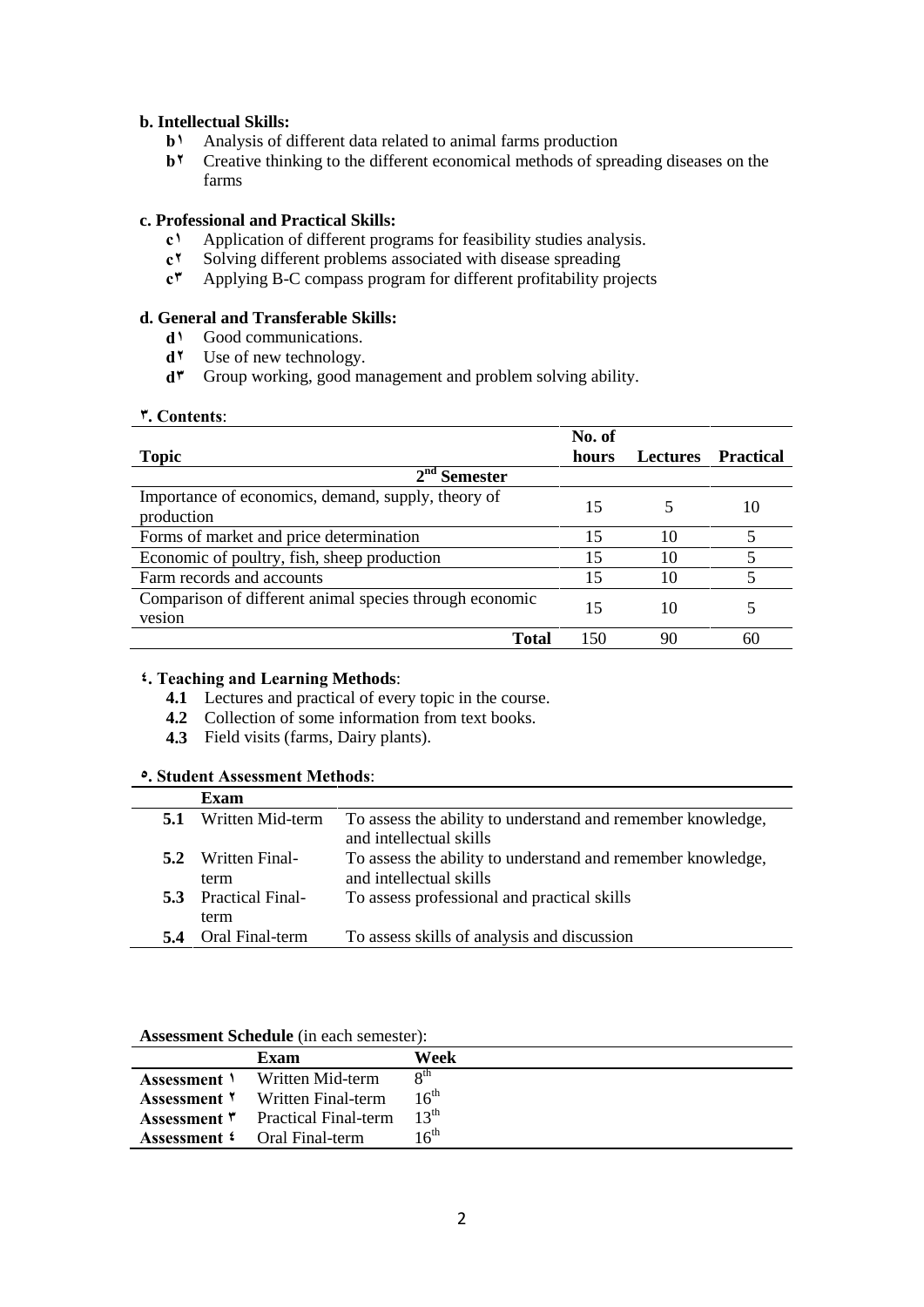**b. Intellectual Skills:**

- **b١** Analysis of different data related to animal farms production
- **b٢** Creative thinking to the different economical methods of spreading diseases on the farms

**c. Professional and Practical Skills:**

- **c١** Application of different programs for feasibility studies analysis.
- **c٢** Solving different problems associated with disease spreading
- **c٣** Applying B-C compass program for different profitability projects

**d. General and Transferable Skills:**

- **d١** Good communications.
- **d٢** Use of new technology.
- **d٣** Group working, good management and problem solving ability.

**٣. Contents**:

| Topic | No. of hours | Lectures | Practical |
|---|---|---|---|
| **2nd Semester** | | | |
| Importance of economics, demand, supply, theory of production | 15 | 5 | 10 |
| Forms of market and price determination | 15 | 10 | 5 |
| Economic of poultry, fish, sheep production | 15 | 10 | 5 |
| Farm records and accounts | 15 | 10 | 5 |
| Comparison of different animal species through economic vesion | 15 | 10 | 5 |
| **Total** | 150 | 90 | 60 |

**٤. Teaching and Learning Methods**:

- **4.1** Lectures and practical of every topic in the course.
- **4.2** Collection of some information from text books.
- **4.3** Field visits (farms, Dairy plants).

**٥. Student Assessment Methods**:

| | Exam | |
|---|---|---|
| **5.1** | Written Mid-term | To assess the ability to understand and remember knowledge, and intellectual skills |
| **5.2** | Written Final-term | To assess the ability to understand and remember knowledge, and intellectual skills |
| **5.3** | Practical Final-term | To assess professional and practical skills |
| **5.4** | Oral Final-term | To assess skills of analysis and discussion |

**Assessment Schedule** (in each semester):

| | Exam | Week |
|---|---|---|
| **Assessment ١** | Written Mid-term | 8th |
| **Assessment ٢** | Written Final-term | 16th |
| **Assessment ٣** | Practical Final-term | 13th |
| **Assessment ٤** | Oral Final-term | 16th |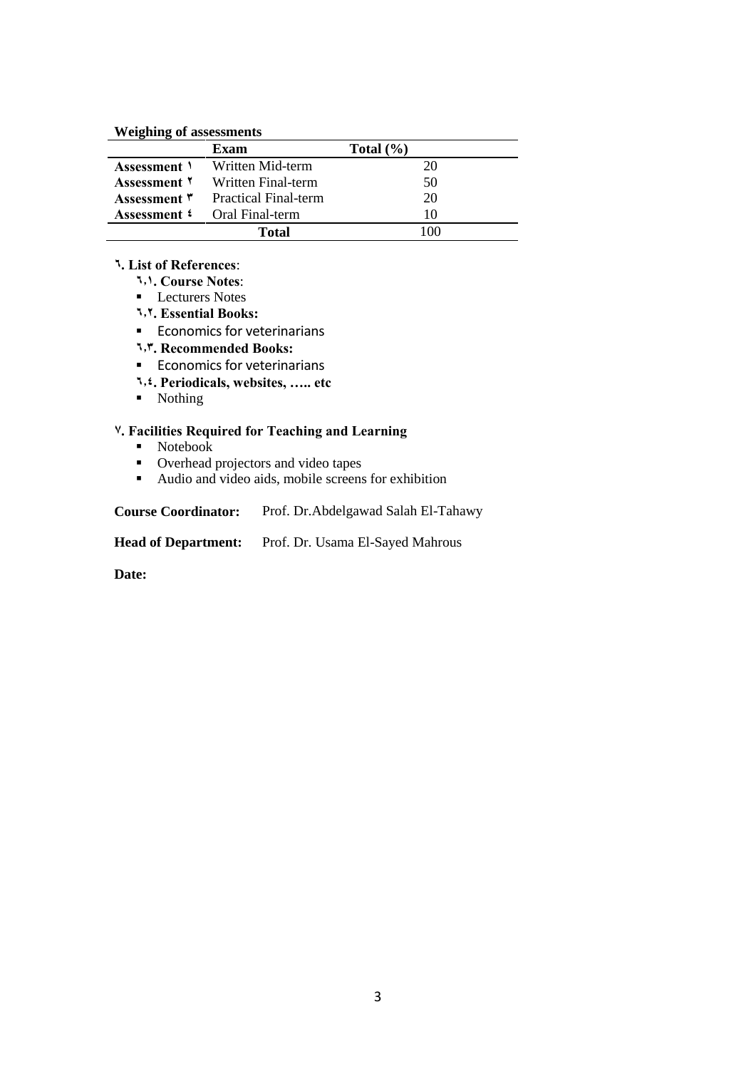**Weighing of assessments**

| | Exam | Total (%) |
|---|---|---|
| **Assessment ١** | Written Mid-term | 20 |
| **Assessment ٢** | Written Final-term | 50 |
| **Assessment ٣** | Practical Final-term | 20 |
| **Assessment ٤** | Oral Final-term | 10 |
| | **Total** | 100 |

**٦. List of References**:

**٦,١. Course Notes**:

- Lecturers Notes

**٦,٢. Essential Books:**

- Economics for veterinarians

**٦,٣. Recommended Books:**

- Economics for veterinarians

**٦,٤. Periodicals, websites, ….. etc**

- Nothing

**٧. Facilities Required for Teaching and Learning**

- Notebook
- Overhead projectors and video tapes
- Audio and video aids, mobile screens for exhibition

**Course Coordinator:** Prof. Dr.Abdelgawad Salah El-Tahawy

**Head of Department:** Prof. Dr. Usama El-Sayed Mahrous

**Date:**